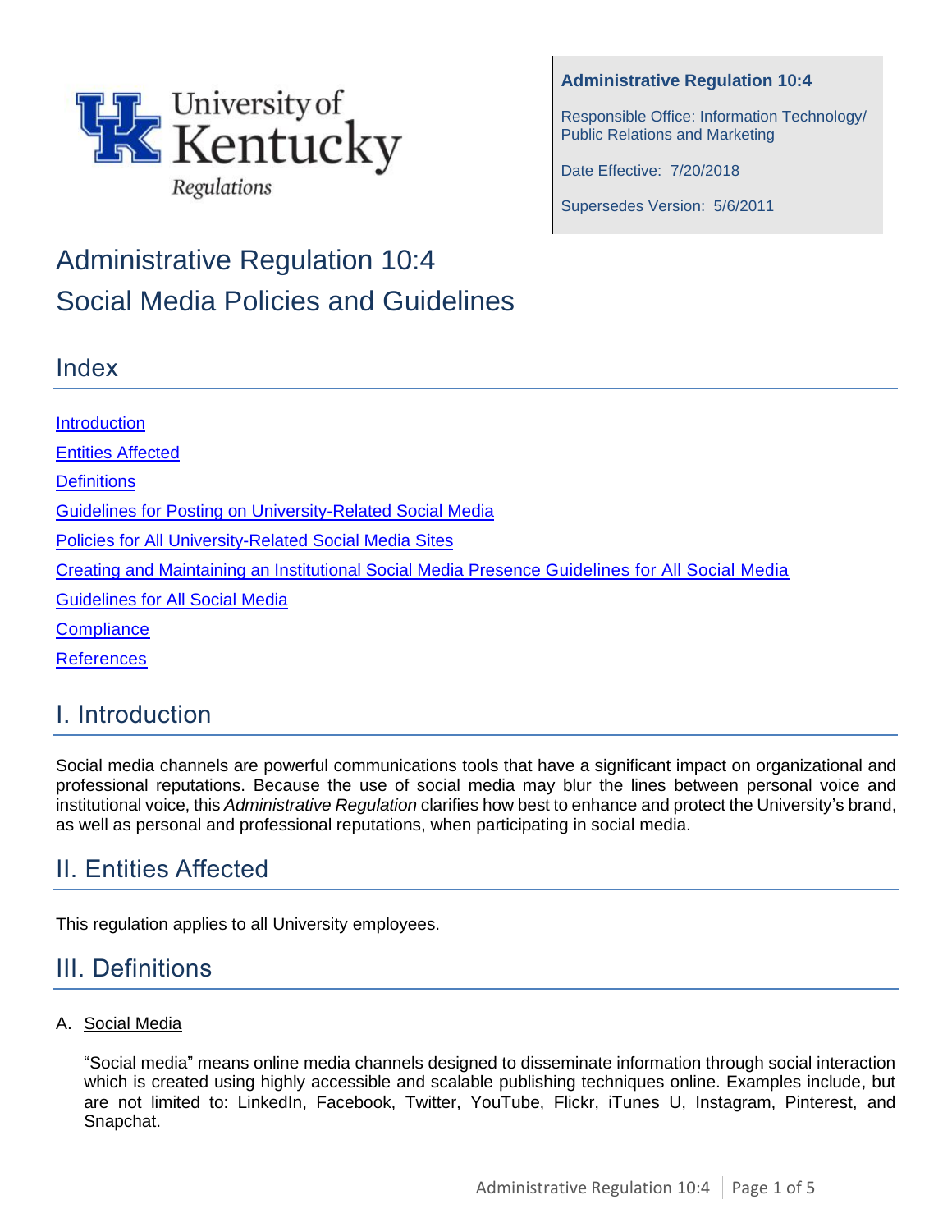University of Kentucky Regulations

**Administrative Regulation 10:4**

Responsible Office: Information Technology/ Public Relations and Marketing

Date Effective: 7/20/2018

Supersedes Version: 5/6/2011

# Administrative Regulation 10:4
# Social Media Policies and Guidelines

## Index

[Introduction](#i-introduction)

[Entities Affected](#ii-entities-affected)

[Definitions](#iii-definitions)

[Guidelines for Posting on University-Related Social Media]()

[Policies for All University-Related Social Media Sites]()

[Creating and Maintaining an Institutional Social Media Presence Guidelines for All Social Media]()

[Guidelines for All Social Media]()

[Compliance]()

[References]()

## I. Introduction

Social media channels are powerful communications tools that have a significant impact on organizational and professional reputations. Because the use of social media may blur the lines between personal voice and institutional voice, this *Administrative Regulation* clarifies how best to enhance and protect the University's brand, as well as personal and professional reputations, when participating in social media.

## II. Entities Affected

This regulation applies to all University employees.

## III. Definitions

A. Social Media

"Social media" means online media channels designed to disseminate information through social interaction which is created using highly accessible and scalable publishing techniques online. Examples include, but are not limited to: LinkedIn, Facebook, Twitter, YouTube, Flickr, iTunes U, Instagram, Pinterest, and Snapchat.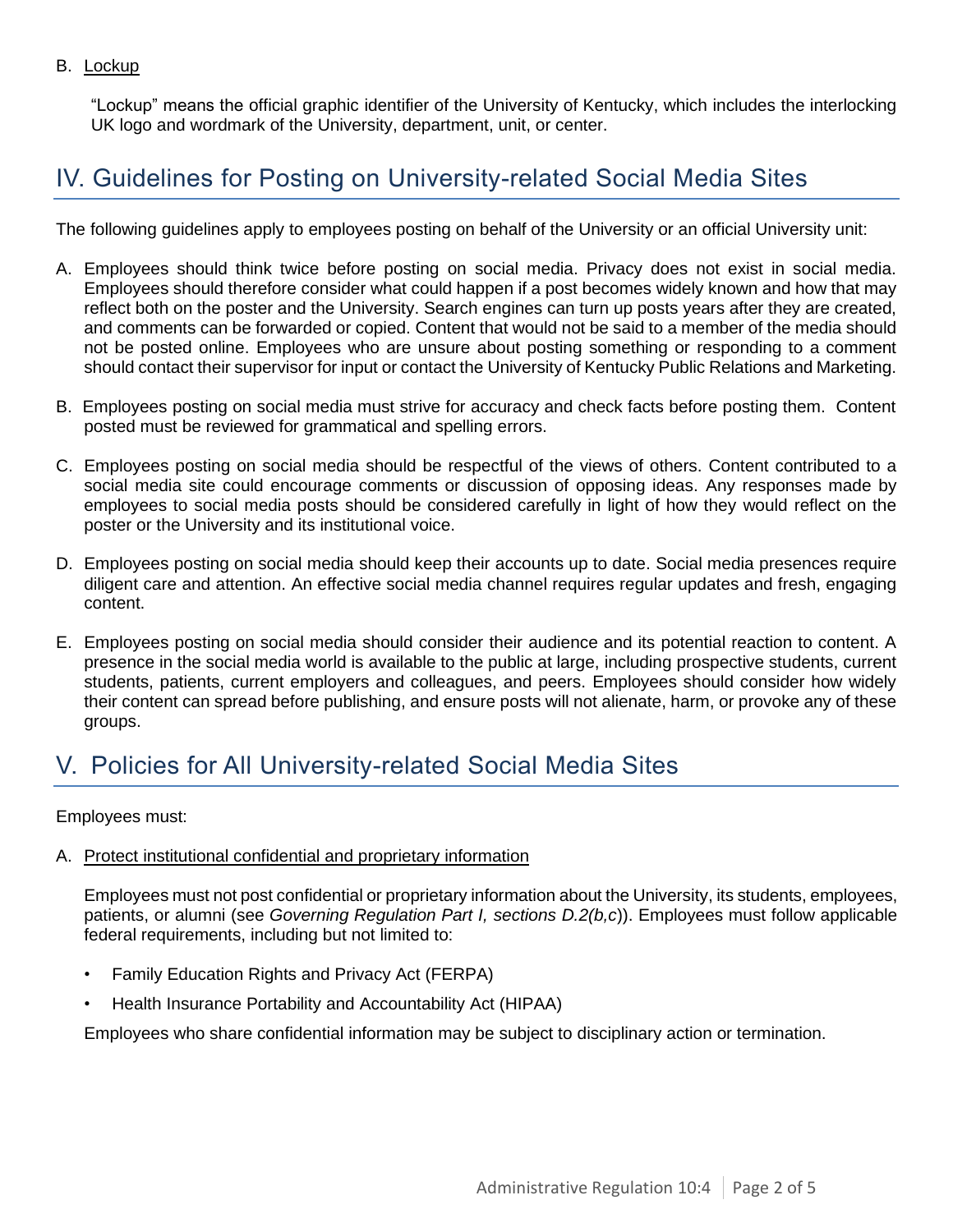B. Lockup

"Lockup" means the official graphic identifier of the University of Kentucky, which includes the interlocking UK logo and wordmark of the University, department, unit, or center.

## IV. Guidelines for Posting on University-related Social Media Sites

The following guidelines apply to employees posting on behalf of the University or an official University unit:

A. Employees should think twice before posting on social media. Privacy does not exist in social media. Employees should therefore consider what could happen if a post becomes widely known and how that may reflect both on the poster and the University. Search engines can turn up posts years after they are created, and comments can be forwarded or copied. Content that would not be said to a member of the media should not be posted online. Employees who are unsure about posting something or responding to a comment should contact their supervisor for input or contact the University of Kentucky Public Relations and Marketing.

B. Employees posting on social media must strive for accuracy and check facts before posting them. Content posted must be reviewed for grammatical and spelling errors.

C. Employees posting on social media should be respectful of the views of others. Content contributed to a social media site could encourage comments or discussion of opposing ideas. Any responses made by employees to social media posts should be considered carefully in light of how they would reflect on the poster or the University and its institutional voice.

D. Employees posting on social media should keep their accounts up to date. Social media presences require diligent care and attention. An effective social media channel requires regular updates and fresh, engaging content.

E. Employees posting on social media should consider their audience and its potential reaction to content. A presence in the social media world is available to the public at large, including prospective students, current students, patients, current employers and colleagues, and peers. Employees should consider how widely their content can spread before publishing, and ensure posts will not alienate, harm, or provoke any of these groups.

## V. Policies for All University-related Social Media Sites

Employees must:

A. Protect institutional confidential and proprietary information

Employees must not post confidential or proprietary information about the University, its students, employees, patients, or alumni (see *Governing Regulation Part I, sections D.2(b,c)*). Employees must follow applicable federal requirements, including but not limited to:

- Family Education Rights and Privacy Act (FERPA)
- Health Insurance Portability and Accountability Act (HIPAA)

Employees who share confidential information may be subject to disciplinary action or termination.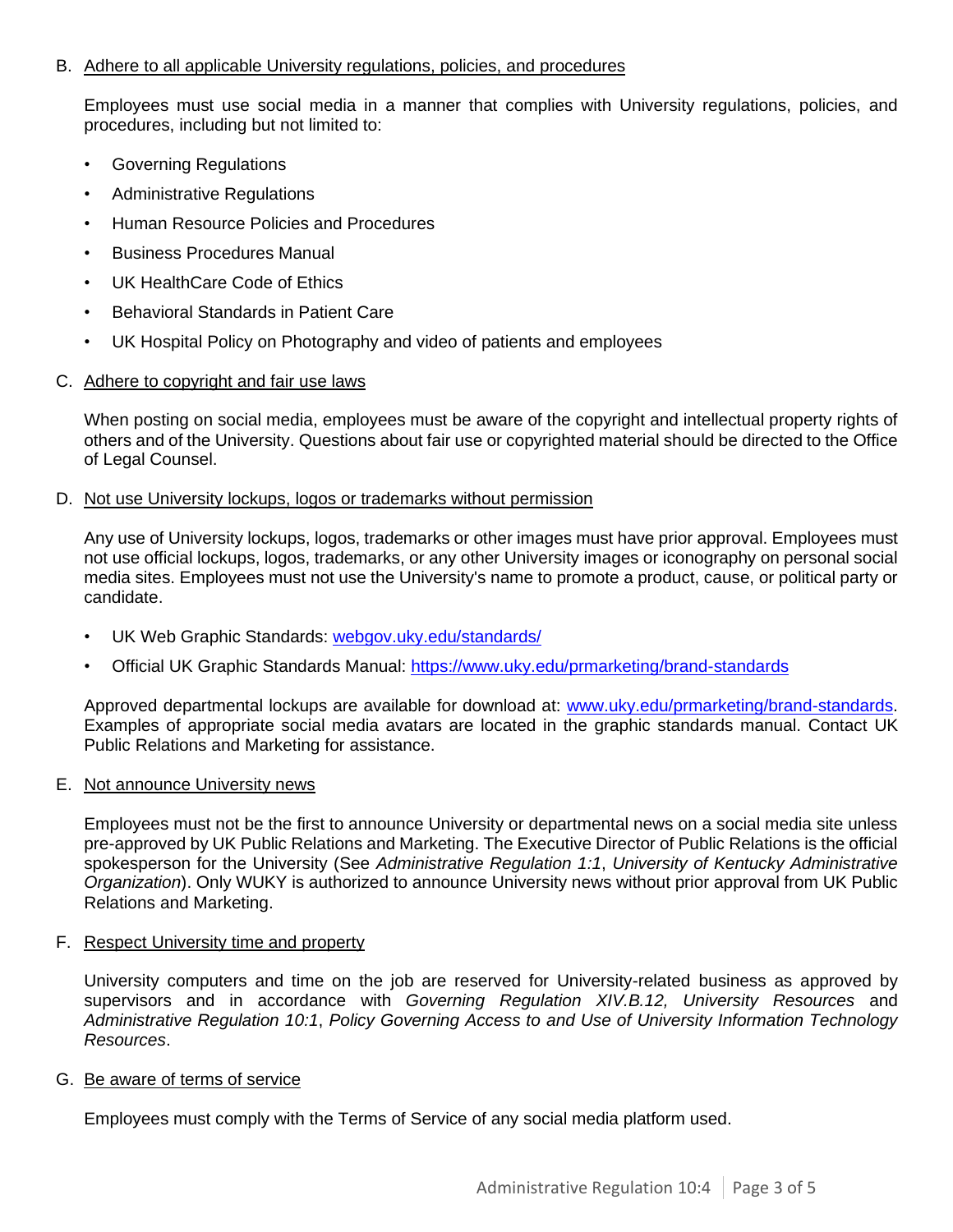B. <u>Adhere to all applicable University regulations, policies, and procedures</u>

Employees must use social media in a manner that complies with University regulations, policies, and procedures, including but not limited to:

- Governing Regulations
- Administrative Regulations
- Human Resource Policies and Procedures
- Business Procedures Manual
- UK HealthCare Code of Ethics
- Behavioral Standards in Patient Care
- UK Hospital Policy on Photography and video of patients and employees

C. <u>Adhere to copyright and fair use laws</u>

When posting on social media, employees must be aware of the copyright and intellectual property rights of others and of the University. Questions about fair use or copyrighted material should be directed to the Office of Legal Counsel.

D. <u>Not use University lockups, logos or trademarks without permission</u>

Any use of University lockups, logos, trademarks or other images must have prior approval. Employees must not use official lockups, logos, trademarks, or any other University images or iconography on personal social media sites. Employees must not use the University's name to promote a product, cause, or political party or candidate.

- UK Web Graphic Standards: [webgov.uky.edu/standards/](webgov.uky.edu/standards/)
- Official UK Graphic Standards Manual: [https://www.uky.edu/prmarketing/brand-standards](https://www.uky.edu/prmarketing/brand-standards)

Approved departmental lockups are available for download at: [www.uky.edu/prmarketing/brand-standards](www.uky.edu/prmarketing/brand-standards). Examples of appropriate social media avatars are located in the graphic standards manual. Contact UK Public Relations and Marketing for assistance.

E. <u>Not announce University news</u>

Employees must not be the first to announce University or departmental news on a social media site unless pre-approved by UK Public Relations and Marketing. The Executive Director of Public Relations is the official spokesperson for the University (See *Administrative Regulation 1:1*, *University of Kentucky Administrative Organization*). Only WUKY is authorized to announce University news without prior approval from UK Public Relations and Marketing.

F. <u>Respect University time and property</u>

University computers and time on the job are reserved for University-related business as approved by supervisors and in accordance with *Governing Regulation XIV.B.12, University Resources* and *Administrative Regulation 10:1*, *Policy Governing Access to and Use of University Information Technology Resources*.

G. <u>Be aware of terms of service</u>

Employees must comply with the Terms of Service of any social media platform used.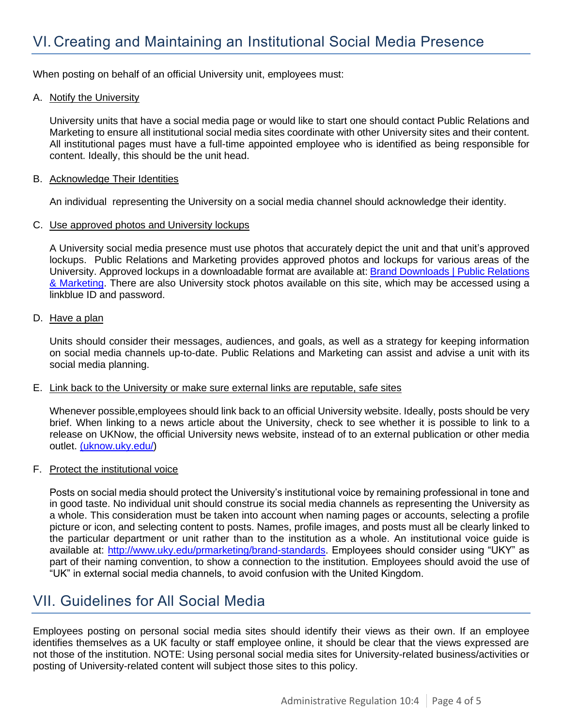## VI. Creating and Maintaining an Institutional Social Media Presence

When posting on behalf of an official University unit, employees must:

A. Notify the University

University units that have a social media page or would like to start one should contact Public Relations and Marketing to ensure all institutional social media sites coordinate with other University sites and their content. All institutional pages must have a full-time appointed employee who is identified as being responsible for content. Ideally, this should be the unit head.

B. Acknowledge Their Identities

An individual representing the University on a social media channel should acknowledge their identity.

C. Use approved photos and University lockups

A University social media presence must use photos that accurately depict the unit and that unit's approved lockups. Public Relations and Marketing provides approved photos and lockups for various areas of the University. Approved lockups in a downloadable format are available at: [Brand Downloads | Public Relations & Marketing](). There are also University stock photos available on this site, which may be accessed using a linkblue ID and password.

D. Have a plan

Units should consider their messages, audiences, and goals, as well as a strategy for keeping information on social media channels up-to-date. Public Relations and Marketing can assist and advise a unit with its social media planning.

E. Link back to the University or make sure external links are reputable, safe sites

Whenever possible,employees should link back to an official University website. Ideally, posts should be very brief. When linking to a news article about the University, check to see whether it is possible to link to a release on UKNow, the official University news website, instead of to an external publication or other media outlet. (uknow.uky.edu/)

F. Protect the institutional voice

Posts on social media should protect the University's institutional voice by remaining professional in tone and in good taste. No individual unit should construe its social media channels as representing the University as a whole. This consideration must be taken into account when naming pages or accounts, selecting a profile picture or icon, and selecting content to posts. Names, profile images, and posts must all be clearly linked to the particular department or unit rather than to the institution as a whole. An institutional voice guide is available at: http://www.uky.edu/prmarketing/brand-standards. Employees should consider using "UKY" as part of their naming convention, to show a connection to the institution. Employees should avoid the use of "UK" in external social media channels, to avoid confusion with the United Kingdom.

## VII. Guidelines for All Social Media

Employees posting on personal social media sites should identify their views as their own. If an employee identifies themselves as a UK faculty or staff employee online, it should be clear that the views expressed are not those of the institution. NOTE: Using personal social media sites for University-related business/activities or posting of University-related content will subject those sites to this policy.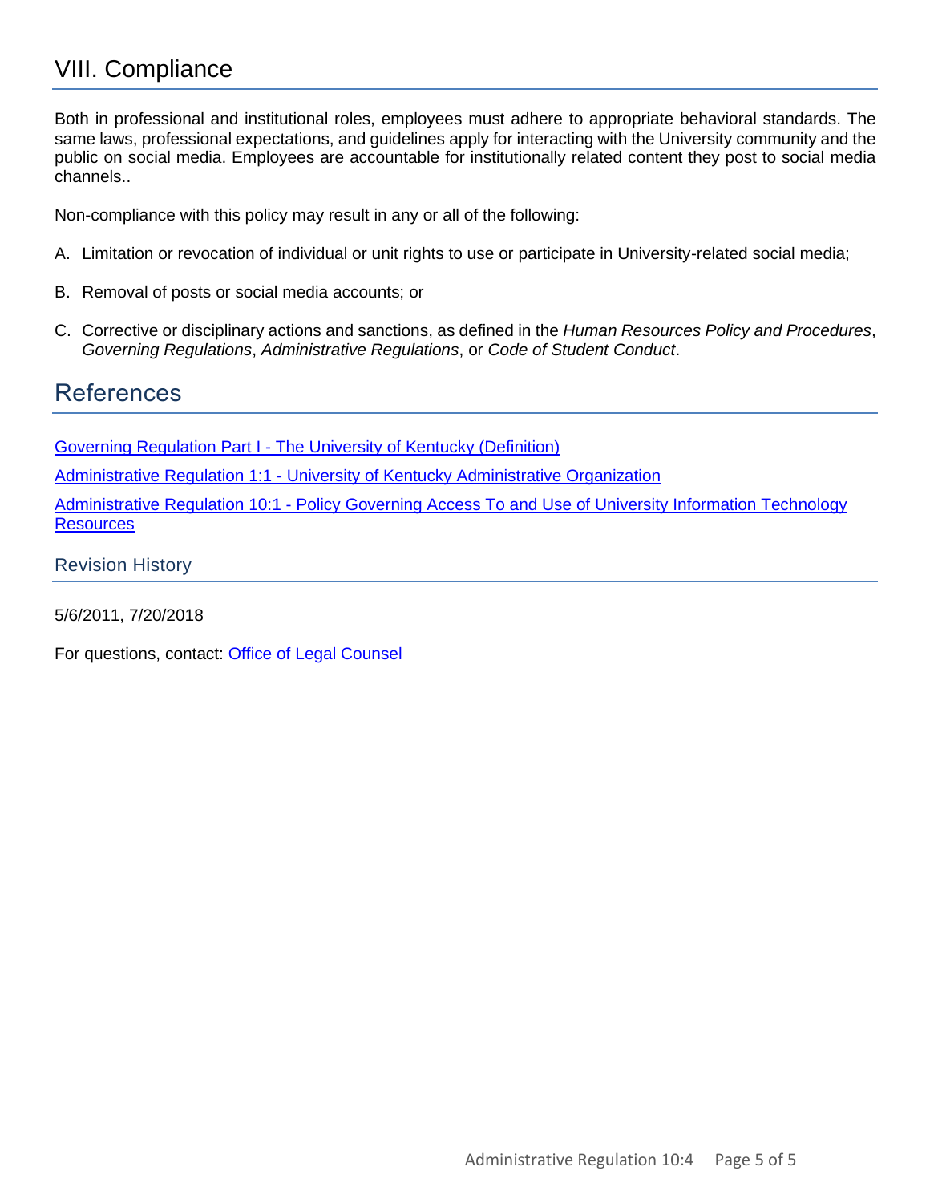## VIII. Compliance

Both in professional and institutional roles, employees must adhere to appropriate behavioral standards. The same laws, professional expectations, and guidelines apply for interacting with the University community and the public on social media. Employees are accountable for institutionally related content they post to social media channels..

Non-compliance with this policy may result in any or all of the following:

A. Limitation or revocation of individual or unit rights to use or participate in University-related social media;

B. Removal of posts or social media accounts; or

C. Corrective or disciplinary actions and sanctions, as defined in the *Human Resources Policy and Procedures*, *Governing Regulations*, *Administrative Regulations*, or *Code of Student Conduct*.

## References

Governing Regulation Part I - The University of Kentucky (Definition)

Administrative Regulation 1:1 - University of Kentucky Administrative Organization

Administrative Regulation 10:1 - Policy Governing Access To and Use of University Information Technology Resources

### Revision History

5/6/2011, 7/20/2018

For questions, contact: Office of Legal Counsel